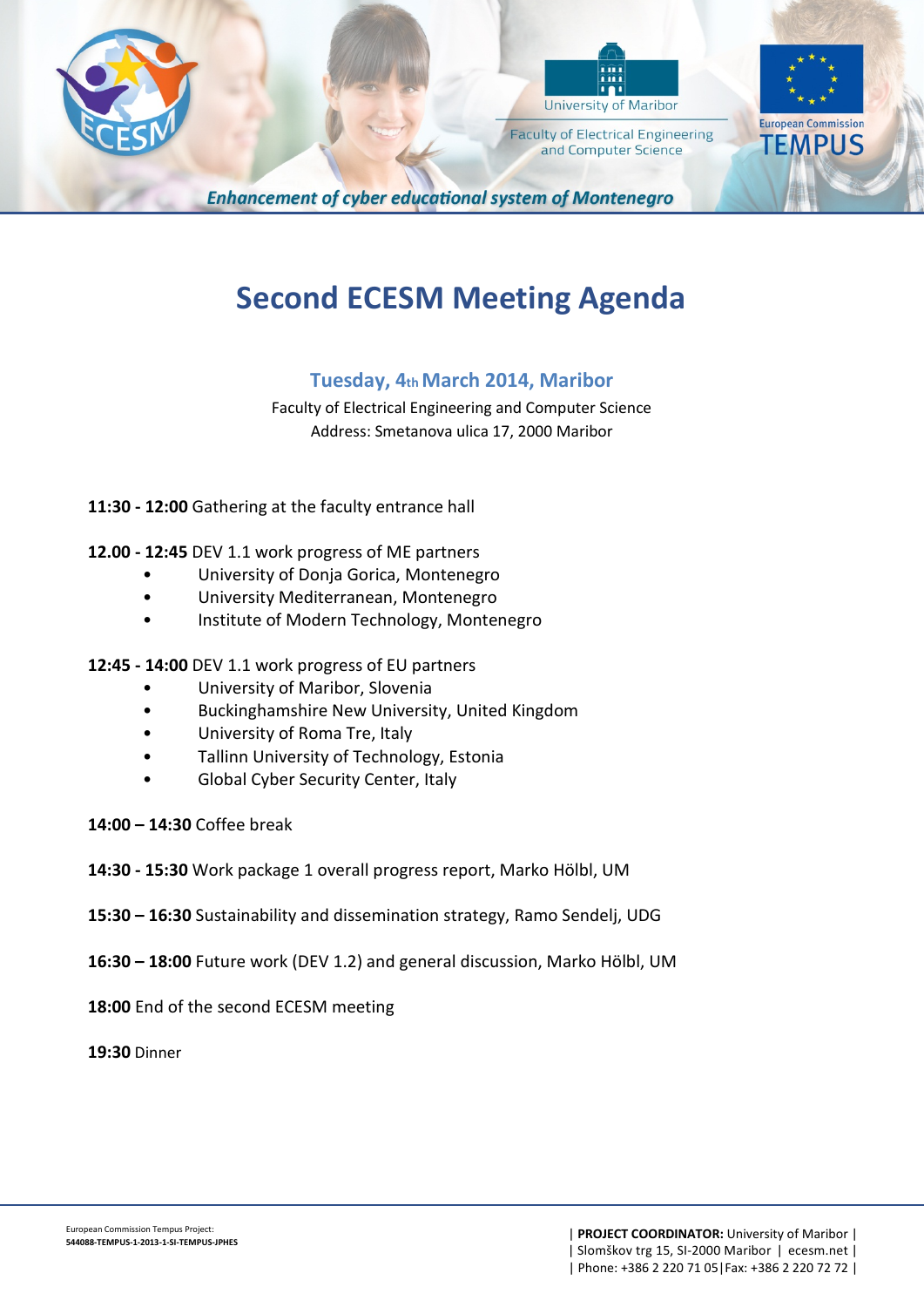*Enhancement of cyber educational system of Montenegro*

# Second ECESM Meeting Agenda

### Tuesday, 4th March 2014, Maribor

Faculty of Electrical Engineering and Computer Science
Address: Smetanova ulica 17, 2000 Maribor

**11:30 - 12:00** Gathering at the faculty entrance hall

**12.00 - 12:45** DEV 1.1 work progress of ME partners

- University of Donja Gorica, Montenegro
- University Mediterranean, Montenegro
- Institute of Modern Technology, Montenegro

**12:45 - 14:00** DEV 1.1 work progress of EU partners

- University of Maribor, Slovenia
- Buckinghamshire New University, United Kingdom
- University of Roma Tre, Italy
- Tallinn University of Technology, Estonia
- Global Cyber Security Center, Italy

**14:00 – 14:30** Coffee break

**14:30 - 15:30** Work package 1 overall progress report, Marko Hölbl, UM

**15:30 – 16:30** Sustainability and dissemination strategy, Ramo Sendelj, UDG

**16:30 – 18:00** Future work (DEV 1.2) and general discussion, Marko Hölbl, UM

**18:00** End of the second ECESM meeting

**19:30** Dinner

European Commission Tempus Project:
**544088-TEMPUS-1-2013-1-SI-TEMPUS-JPHES**

| **PROJECT COORDINATOR:** University of Maribor |
| Slomškov trg 15, SI-2000 Maribor | ecesm.net |
| Phone: +386 2 220 71 05|Fax: +386 2 220 72 72 |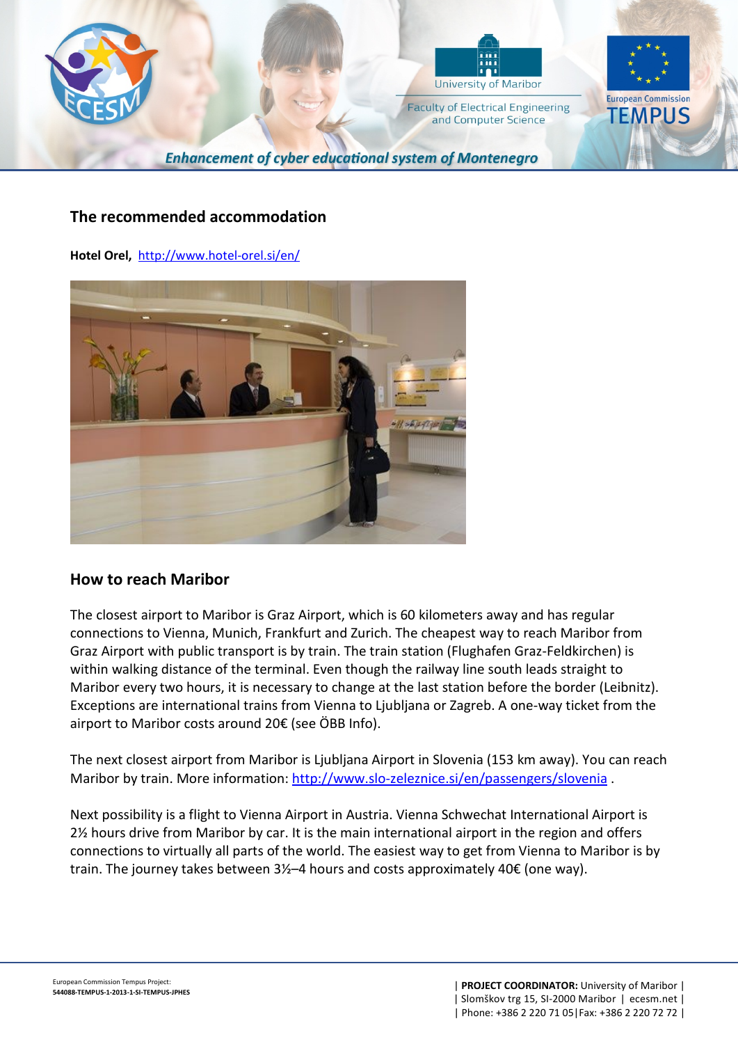## The recommended accommodation

**Hotel Orel,** http://www.hotel-orel.si/en/

## How to reach Maribor

The closest airport to Maribor is Graz Airport, which is 60 kilometers away and has regular connections to Vienna, Munich, Frankfurt and Zurich. The cheapest way to reach Maribor from Graz Airport with public transport is by train. The train station (Flughafen Graz-Feldkirchen) is within walking distance of the terminal. Even though the railway line south leads straight to Maribor every two hours, it is necessary to change at the last station before the border (Leibnitz). Exceptions are international trains from Vienna to Ljubljana or Zagreb. A one-way ticket from the airport to Maribor costs around 20€ (see ÖBB Info).

The next closest airport from Maribor is Ljubljana Airport in Slovenia (153 km away). You can reach Maribor by train. More information: http://www.slo-zeleznice.si/en/passengers/slovenia .

Next possibility is a flight to Vienna Airport in Austria. Vienna Schwechat International Airport is 2½ hours drive from Maribor by car. It is the main international airport in the region and offers connections to virtually all parts of the world. The easiest way to get from Vienna to Maribor is by train. The journey takes between 3½–4 hours and costs approximately 40€ (one way).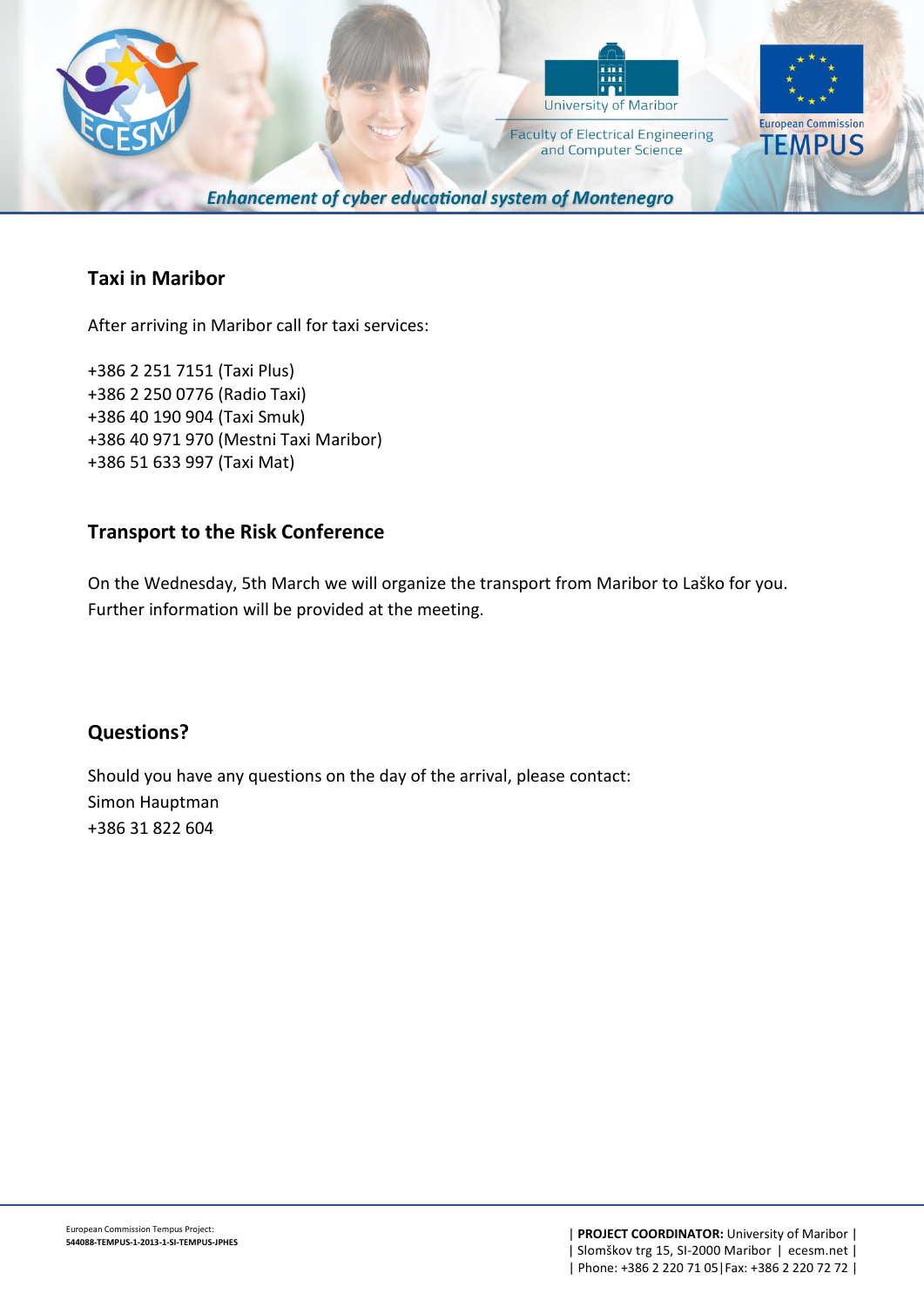## Taxi in Maribor

After arriving in Maribor call for taxi services:

+386 2 251 7151 (Taxi Plus)
+386 2 250 0776 (Radio Taxi)
+386 40 190 904 (Taxi Smuk)
+386 40 971 970 (Mestni Taxi Maribor)
+386 51 633 997 (Taxi Mat)

## Transport to the Risk Conference

On the Wednesday, 5th March we will organize the transport from Maribor to Laško for you. Further information will be provided at the meeting.

## Questions?

Should you have any questions on the day of the arrival, please contact:
Simon Hauptman
+386 31 822 604